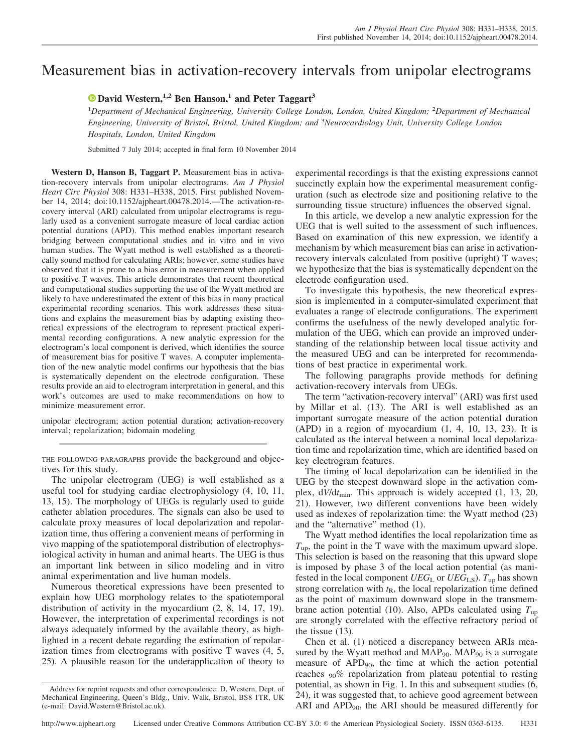# Measurement bias in activation-recovery intervals from unipolar electrograms

**David Western,[1,2] Ben Hanson,[1] and Peter Taggart[3]**

[1]*Department of Mechanical Engineering, University College London, London, United Kingdom;* [2]*Department of Mechanical Engineering, University of Bristol, Bristol, United Kingdom; and* [3]*Neurocardiology Unit, University College London Hospitals, London, United Kingdom*

Submitted 7 July 2014; accepted in final form 10 November 2014

**Western D, Hanson B, Taggart P.** Measurement bias in activation-recovery intervals from unipolar electrograms. *Am J Physiol Heart Circ Physiol* 308: H331–H338, 2015. First published November 14, 2014; doi:10.1152/ajpheart.00478.2014.—The activation-recovery interval (ARI) calculated from unipolar electrograms is regularly used as a convenient surrogate measure of local cardiac action potential durations (APD). This method enables important research bridging between computational studies and in vitro and in vivo human studies. The Wyatt method is well established as a theoretically sound method for calculating ARIs; however, some studies have observed that it is prone to a bias error in measurement when applied to positive T waves. This article demonstrates that recent theoretical and computational studies supporting the use of the Wyatt method are likely to have underestimated the extent of this bias in many practical experimental recording scenarios. This work addresses these situations and explains the measurement bias by adapting existing theoretical expressions of the electrogram to represent practical experimental recording configurations. A new analytic expression for the electrogram's local component is derived, which identifies the source of measurement bias for positive T waves. A computer implementation of the new analytic model confirms our hypothesis that the bias is systematically dependent on the electrode configuration. These results provide an aid to electrogram interpretation in general, and this work's outcomes are used to make recommendations on how to minimize measurement error.

unipolar electrogram; action potential duration; activation-recovery interval; repolarization; bidomain modeling

THE FOLLOWING PARAGRAPHS provide the background and objectives for this study.

The unipolar electrogram (UEG) is well established as a useful tool for studying cardiac electrophysiology (4, 10, 11, 13, 15). The morphology of UEGs is regularly used to guide catheter ablation procedures. The signals can also be used to calculate proxy measures of local depolarization and repolarization time, thus offering a convenient means of performing in vivo mapping of the spatiotemporal distribution of electrophysiological activity in human and animal hearts. The UEG is thus an important link between in silico modeling and in vitro animal experimentation and live human models.

Numerous theoretical expressions have been presented to explain how UEG morphology relates to the spatiotemporal distribution of activity in the myocardium (2, 8, 14, 17, 19). However, the interpretation of experimental recordings is not always adequately informed by the available theory, as highlighted in a recent debate regarding the estimation of repolarization times from electrograms with positive T waves (4, 5, 25). A plausible reason for the underapplication of theory to experimental recordings is that the existing expressions cannot succinctly explain how the experimental measurement configuration (such as electrode size and positioning relative to the surrounding tissue structure) influences the observed signal.

In this article, we develop a new analytic expression for the UEG that is well suited to the assessment of such influences. Based on examination of this new expression, we identify a mechanism by which measurement bias can arise in activation-recovery intervals calculated from positive (upright) T waves; we hypothesize that the bias is systematically dependent on the electrode configuration used.

To investigate this hypothesis, the new theoretical expression is implemented in a computer-simulated experiment that evaluates a range of electrode configurations. The experiment confirms the usefulness of the newly developed analytic formulation of the UEG, which can provide an improved understanding of the relationship between local tissue activity and the measured UEG and can be interpreted for recommendations of best practice in experimental work.

The following paragraphs provide methods for defining activation-recovery intervals from UEGs.

The term "activation-recovery interval" (ARI) was first used by Millar et al. (13). The ARI is well established as an important surrogate measure of the action potential duration (APD) in a region of myocardium (1, 4, 10, 13, 23). It is calculated as the interval between a nominal local depolarization time and repolarization time, which are identified based on key electrogram features.

The timing of local depolarization can be identified in the UEG by the steepest downward slope in the activation complex, $dV/dt_{min}$. This approach is widely accepted (1, 13, 20, 21). However, two different conventions have been widely used as indexes of repolarization time: the Wyatt method (23) and the "alternative" method (1).

The Wyatt method identifies the local repolarization time as $T_{up}$, the point in the T wave with the maximum upward slope. This selection is based on the reasoning that this upward slope is imposed by phase 3 of the local action potential (as manifested in the local component $UEG_L$ or $UEG_{LS}$). $T_{up}$ has shown strong correlation with $t_R$, the local repolarization time defined as the point of maximum downward slope in the transmembrane action potential (10). Also, APDs calculated using $T_{up}$ are strongly correlated with the effective refractory period of the tissue (13).

Chen et al. (1) noticed a discrepancy between ARIs measured by the Wyatt method and $MAP_{90}$. $MAP_{90}$ is a surrogate measure of $APD_{90}$, the time at which the action potential reaches $_{90}$% repolarization from plateau potential to resting potential, as shown in Fig. 1. In this and subsequent studies (6, 24), it was suggested that, to achieve good agreement between ARI and $APD_{90}$, the ARI should be measured differently for

Address for reprint requests and other correspondence: D. Western, Dept. of Mechanical Engineering, Queen's Bldg., Univ. Walk, Bristol, BS8 1TR, UK (e-mail: David.Western@Bristol.ac.uk).

Licensed under Creative Commons Attribution CC-BY 3.0: © the American Physiological Society. ISSN 0363-6135.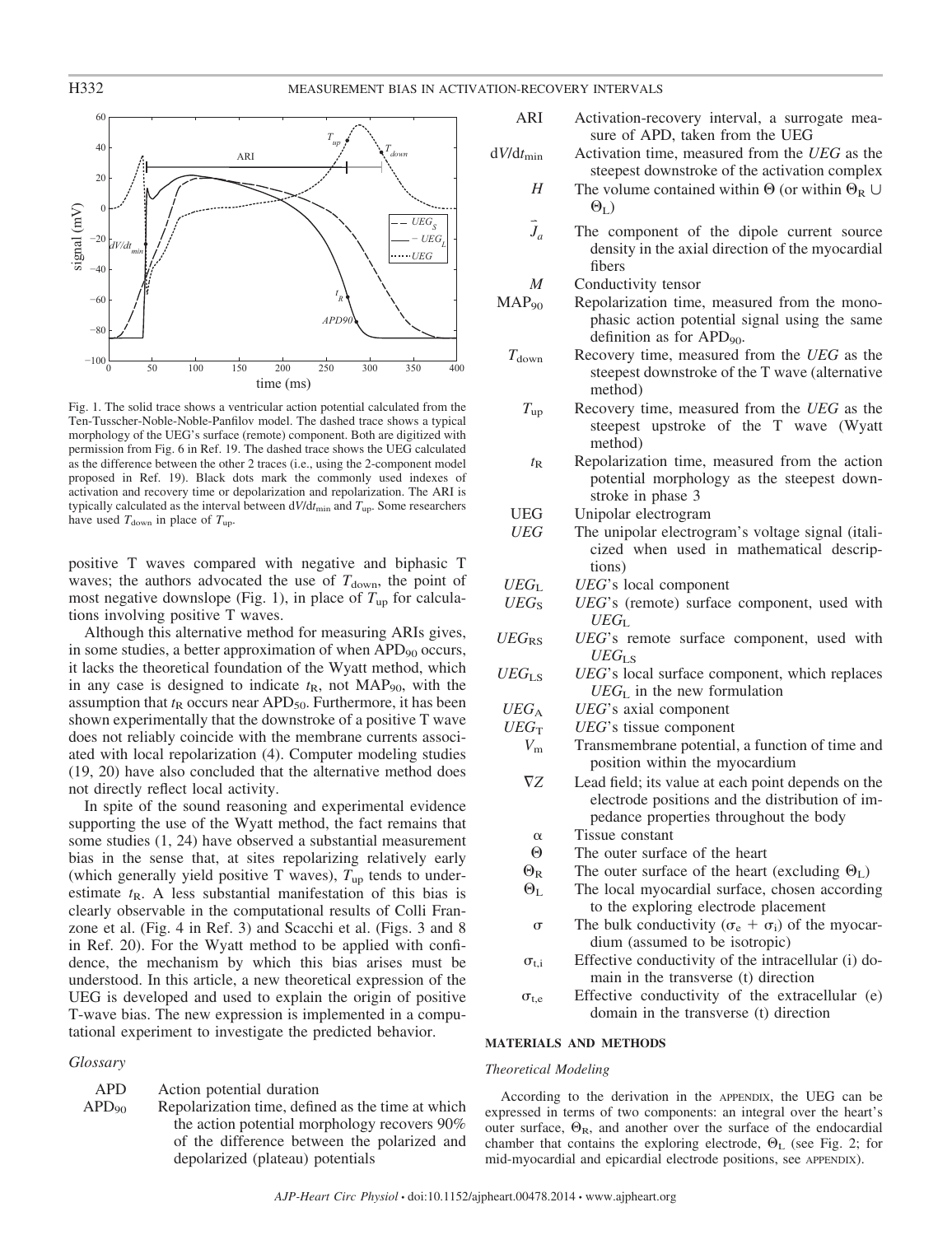Fig. 1. The solid trace shows a ventricular action potential calculated from the Ten-Tusscher-Noble-Noble-Panfilov model. The dashed trace shows a typical morphology of the UEG's surface (remote) component. Both are digitized with permission from Fig. 6 in Ref. 19. The dashed trace shows the UEG calculated as the difference between the other 2 traces (i.e., using the 2-component model proposed in Ref. 19). Black dots mark the commonly used indexes of activation and recovery time or depolarization and repolarization. The ARI is typically calculated as the interval between $dV/dt_{min}$ and $T_{up}$. Some researchers have used $T_{down}$ in place of $T_{up}$.

positive T waves compared with negative and biphasic T waves; the authors advocated the use of $T_{down}$, the point of most negative downslope (Fig. 1), in place of $T_{up}$ for calculations involving positive T waves.

Although this alternative method for measuring ARIs gives, in some studies, a better approximation of when $APD_{90}$ occurs, it lacks the theoretical foundation of the Wyatt method, which in any case is designed to indicate $t_R$, not $MAP_{90}$, with the assumption that $t_R$ occurs near $APD_{50}$. Furthermore, it has been shown experimentally that the downstroke of a positive T wave does not reliably coincide with the membrane currents associated with local repolarization (4). Computer modeling studies (19, 20) have also concluded that the alternative method does not directly reflect local activity.

In spite of the sound reasoning and experimental evidence supporting the use of the Wyatt method, the fact remains that some studies (1, 24) have observed a substantial measurement bias in the sense that, at sites repolarizing relatively early (which generally yield positive T waves), $T_{up}$ tends to underestimate $t_R$. A less substantial manifestation of this bias is clearly observable in the computational results of Colli Franzone et al. (Fig. 4 in Ref. 3) and Scacchi et al. (Figs. 3 and 8 in Ref. 20). For the Wyatt method to be applied with confidence, the mechanism by which this bias arises must be understood. In this article, a new theoretical expression of the UEG is developed and used to explain the origin of positive T-wave bias. The new expression is implemented in a computational experiment to investigate the predicted behavior.

### *Glossary*

- **APD** Action potential duration
- **$APD_{90}$** Repolarization time, defined as the time at which the action potential morphology recovers 90% of the difference between the polarized and depolarized (plateau) potentials
- **ARI** Activation-recovery interval, a surrogate measure of APD, taken from the UEG
- **$dV/dt_{min}$** Activation time, measured from the *UEG* as the steepest downstroke of the activation complex
- **$H$** The volume contained within $\Theta$ (or within $\Theta_R \cup \Theta_L$)
- **$\vec{J}_a$** The component of the dipole current source density in the axial direction of the myocardial fibers
- **$M$** Conductivity tensor
- **$MAP_{90}$** Repolarization time, measured from the monophasic action potential signal using the same definition as for $APD_{90}$.
- **$T_{down}$** Recovery time, measured from the *UEG* as the steepest downstroke of the T wave (alternative method)
- **$T_{up}$** Recovery time, measured from the *UEG* as the steepest upstroke of the T wave (Wyatt method)
- **$t_R$** Repolarization time, measured from the action potential morphology as the steepest downstroke in phase 3
- **UEG** Unipolar electrogram
- ***UEG*** The unipolar electrogram's voltage signal (italicized when used in mathematical descriptions)
- **$UEG_L$** *UEG*'s local component
- **$UEG_S$** *UEG*'s (remote) surface component, used with $UEG_L$
- **$UEG_{RS}$** *UEG*'s remote surface component, used with $UEG_{LS}$
- **$UEG_{LS}$** *UEG*'s local surface component, which replaces $UEG_L$ in the new formulation
- **$UEG_A$** *UEG*'s axial component
- **$UEG_T$** *UEG*'s tissue component
- **$V_m$** Transmembrane potential, a function of time and position within the myocardium
- **$\nabla Z$** Lead field; its value at each point depends on the electrode positions and the distribution of impedance properties throughout the body
- **$\alpha$** Tissue constant
- **$\Theta$** The outer surface of the heart
- **$\Theta_R$** The outer surface of the heart (excluding $\Theta_L$)
- **$\Theta_L$** The local myocardial surface, chosen according to the exploring electrode placement
- **$\sigma$** The bulk conductivity ($\sigma_e + \sigma_i$) of the myocardium (assumed to be isotropic)
- **$\sigma_{t,i}$** Effective conductivity of the intracellular (i) domain in the transverse (t) direction
- **$\sigma_{t,e}$** Effective conductivity of the extracellular (e) domain in the transverse (t) direction

## MATERIALS AND METHODS

### *Theoretical Modeling*

According to the derivation in the APPENDIX, the UEG can be expressed in terms of two components: an integral over the heart's outer surface, $\Theta_R$, and another over the surface of the endocardial chamber that contains the exploring electrode, $\Theta_L$ (see Fig. 2; for mid-myocardial and epicardial electrode positions, see APPENDIX).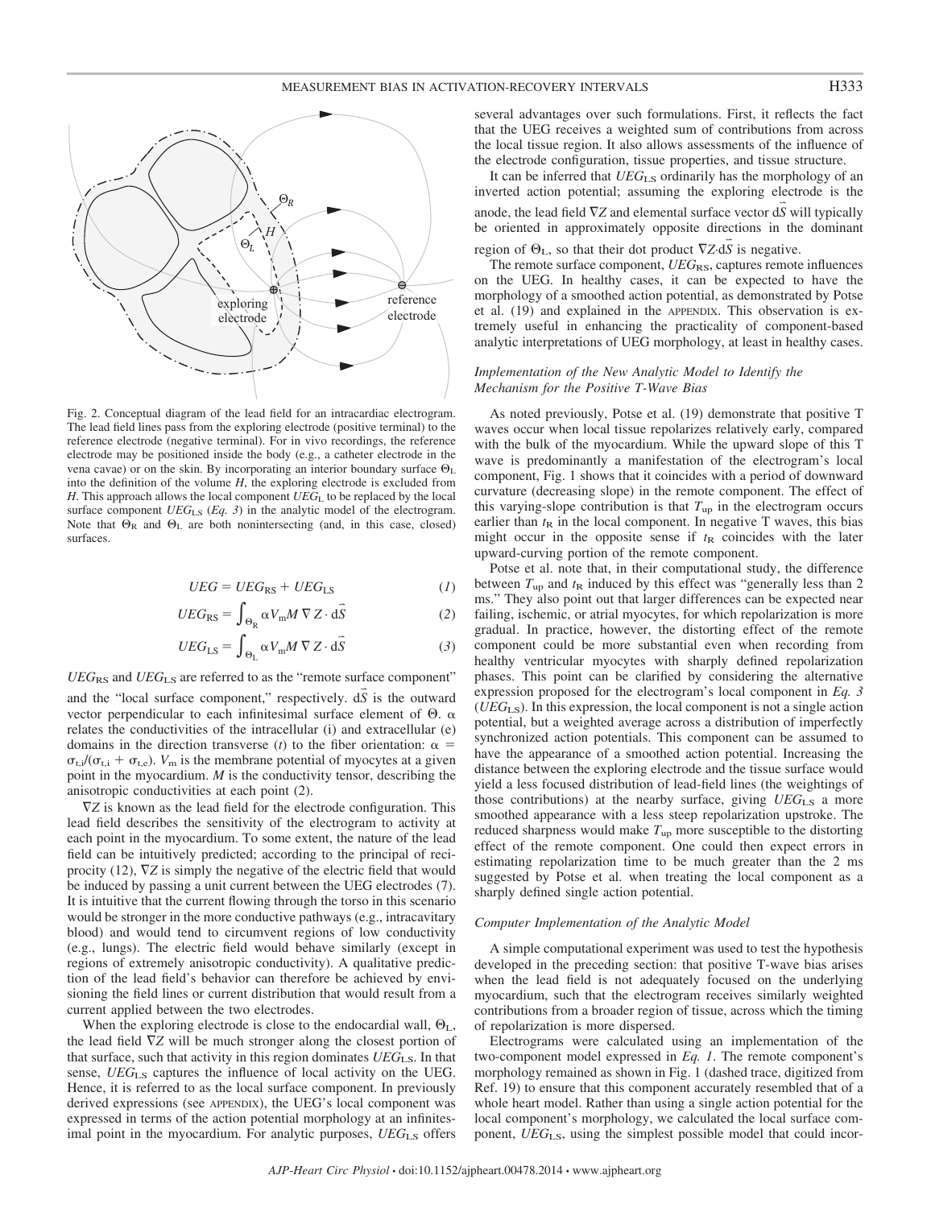Fig. 2. Conceptual diagram of the lead field for an intracardiac electrogram. The lead field lines pass from the exploring electrode (positive terminal) to the reference electrode (negative terminal). For in vivo recordings, the reference electrode may be positioned inside the body (e.g., a catheter electrode in the vena cavae) or on the skin. By incorporating an interior boundary surface $\Theta_L$ into the definition of the volume $H$, the exploring electrode is excluded from $H$. This approach allows the local component $UEG_L$ to be replaced by the local surface component $UEG_{LS}$ (*Eq. 3*) in the analytic model of the electrogram. Note that $\Theta_R$ and $\Theta_L$ are both nonintersecting (and, in this case, closed) surfaces.

$$UEG = UEG_{RS} + UEG_{LS} \tag{1}$$

$$UEG_{RS} = \int_{\Theta_R} \alpha V_m M \nabla Z \cdot d\vec{S} \tag{2}$$

$$UEG_{LS} = \int_{\Theta_L} \alpha V_m M \nabla Z \cdot d\vec{S} \tag{3}$$

$UEG_{RS}$ and $UEG_{LS}$ are referred to as the "remote surface component" and the "local surface component," respectively. $d\vec{S}$ is the outward vector perpendicular to each infinitesimal surface element of $\Theta$. $\alpha$ relates the conductivities of the intracellular (i) and extracellular (e) domains in the direction transverse (*t*) to the fiber orientation: $\alpha = \sigma_{t,i}/(\sigma_{t,i} + \sigma_{t,e})$. $V_m$ is the membrane potential of myocytes at a given point in the myocardium. $M$ is the conductivity tensor, describing the anisotropic conductivities at each point (2).

$\nabla Z$ is known as the lead field for the electrode configuration. This lead field describes the sensitivity of the electrogram to activity at each point in the myocardium. To some extent, the nature of the lead field can be intuitively predicted; according to the principal of reciprocity (12), $\nabla Z$ is simply the negative of the electric field that would be induced by passing a unit current between the UEG electrodes (7). It is intuitive that the current flowing through the torso in this scenario would be stronger in the more conductive pathways (e.g., intracavitary blood) and would tend to circumvent regions of low conductivity (e.g., lungs). The electric field would behave similarly (except in regions of extremely anisotropic conductivity). A qualitative prediction of the lead field's behavior can therefore be achieved by envisioning the field lines or current distribution that would result from a current applied between the two electrodes.

When the exploring electrode is close to the endocardial wall, $\Theta_L$, the lead field $\nabla Z$ will be much stronger along the closest portion of that surface, such that activity in this region dominates $UEG_{LS}$. In that sense, $UEG_{LS}$ captures the influence of local activity on the UEG. Hence, it is referred to as the local surface component. In previously derived expressions (see APPENDIX), the UEG's local component was expressed in terms of the action potential morphology at an infinitesimal point in the myocardium. For analytic purposes, $UEG_{LS}$ offers several advantages over such formulations. First, it reflects the fact that the UEG receives a weighted sum of contributions from across the local tissue region. It also allows assessments of the influence of the electrode configuration, tissue properties, and tissue structure.

It can be inferred that $UEG_{LS}$ ordinarily has the morphology of an inverted action potential; assuming the exploring electrode is the anode, the lead field $\nabla Z$ and elemental surface vector $d\vec{S}$ will typically be oriented in approximately opposite directions in the dominant region of $\Theta_L$, so that their dot product $\nabla Z \cdot d\vec{S}$ is negative.

The remote surface component, $UEG_{RS}$, captures remote influences on the UEG. In healthy cases, it can be expected to have the morphology of a smoothed action potential, as demonstrated by Potse et al. (19) and explained in the APPENDIX. This observation is extremely useful in enhancing the practicality of component-based analytic interpretations of UEG morphology, at least in healthy cases.

### *Implementation of the New Analytic Model to Identify the Mechanism for the Positive T-Wave Bias*

As noted previously, Potse et al. (19) demonstrate that positive T waves occur when local tissue repolarizes relatively early, compared with the bulk of the myocardium. While the upward slope of this T wave is predominantly a manifestation of the electrogram's local component, Fig. 1 shows that it coincides with a period of downward curvature (decreasing slope) in the remote component. The effect of this varying-slope contribution is that $T_{up}$ in the electrogram occurs earlier than $t_R$ in the local component. In negative T waves, this bias might occur in the opposite sense if $t_R$ coincides with the later upward-curving portion of the remote component.

Potse et al. note that, in their computational study, the difference between $T_{up}$ and $t_R$ induced by this effect was "generally less than 2 ms." They also point out that larger differences can be expected near failing, ischemic, or atrial myocytes, for which repolarization is more gradual. In practice, however, the distorting effect of the remote component could be more substantial even when recording from healthy ventricular myocytes with sharply defined repolarization phases. This point can be clarified by considering the alternative expression proposed for the electrogram's local component in *Eq. 3* ($UEG_{LS}$). In this expression, the local component is not a single action potential, but a weighted average across a distribution of imperfectly synchronized action potentials. This component can be assumed to have the appearance of a smoothed action potential. Increasing the distance between the exploring electrode and the tissue surface would yield a less focused distribution of lead-field lines (the weightings of those contributions) at the nearby surface, giving $UEG_{LS}$ a more smoothed appearance with a less steep repolarization upstroke. The reduced sharpness would make $T_{up}$ more susceptible to the distorting effect of the remote component. One could then expect errors in estimating repolarization time to be much greater than the 2 ms suggested by Potse et al. when treating the local component as a sharply defined single action potential.

### *Computer Implementation of the Analytic Model*

A simple computational experiment was used to test the hypothesis developed in the preceding section: that positive T-wave bias arises when the lead field is not adequately focused on the underlying myocardium, such that the electrogram receives similarly weighted contributions from a broader region of tissue, across which the timing of repolarization is more dispersed.

Electrograms were calculated using an implementation of the two-component model expressed in *Eq. 1*. The remote component's morphology remained as shown in Fig. 1 (dashed trace, digitized from Ref. 19) to ensure that this component accurately resembled that of a whole heart model. Rather than using a single action potential for the local component's morphology, we calculated the local surface component, $UEG_{LS}$, using the simplest possible model that could incor-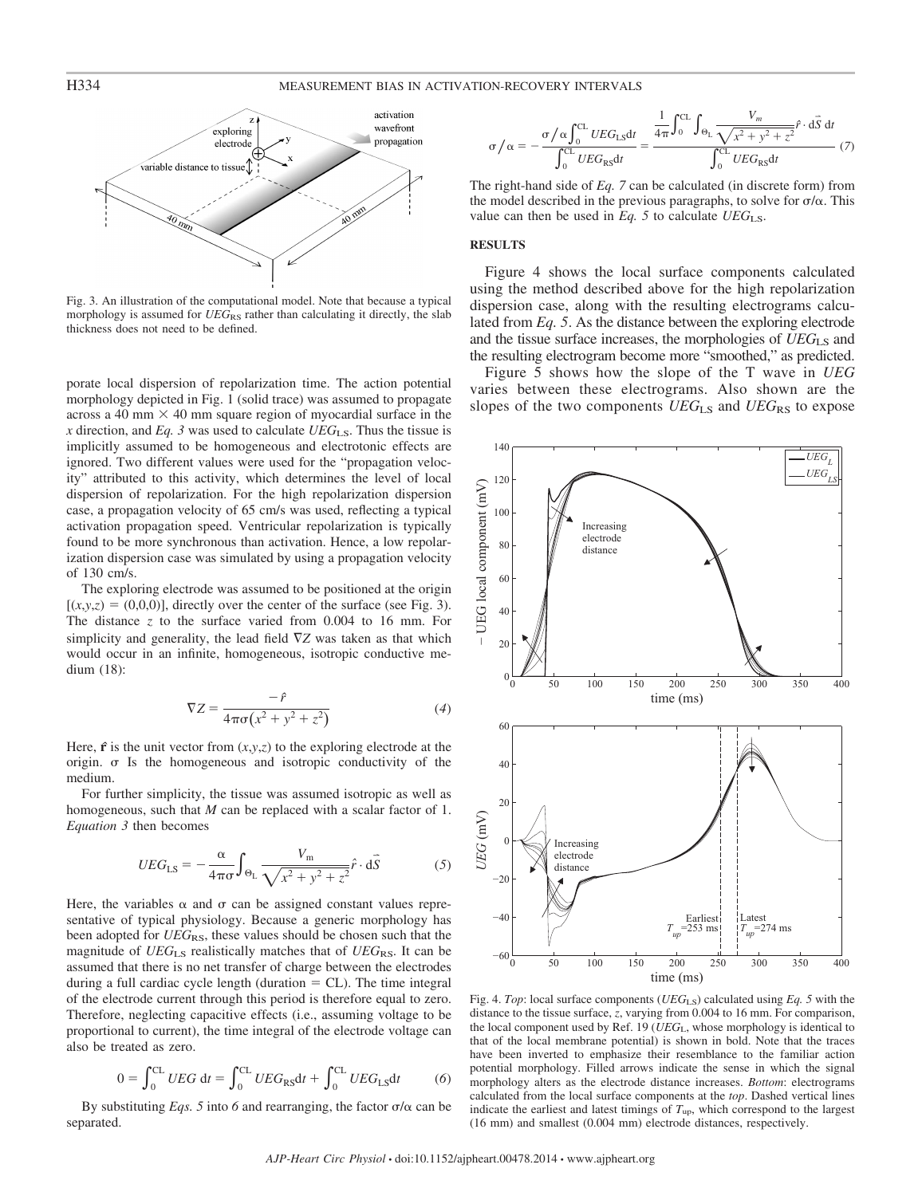Fig. 3. An illustration of the computational model. Note that because a typical morphology is assumed for $UEG_{RS}$ rather than calculating it directly, the slab thickness does not need to be defined.

porate local dispersion of repolarization time. The action potential morphology depicted in Fig. 1 (solid trace) was assumed to propagate across a 40 mm × 40 mm square region of myocardial surface in the *x* direction, and *Eq. 3* was used to calculate $UEG_{LS}$. Thus the tissue is implicitly assumed to be homogeneous and electrotonic effects are ignored. Two different values were used for the "propagation velocity" attributed to this activity, which determines the level of local dispersion of repolarization. For the high repolarization dispersion case, a propagation velocity of 65 cm/s was used, reflecting a typical activation propagation speed. Ventricular repolarization is typically found to be more synchronous than activation. Hence, a low repolarization dispersion case was simulated by using a propagation velocity of 130 cm/s.

The exploring electrode was assumed to be positioned at the origin $[(x,y,z) = (0,0,0)]$, directly over the center of the surface (see Fig. 3). The distance *z* to the surface varied from 0.004 to 16 mm. For simplicity and generality, the lead field $\nabla Z$ was taken as that which would occur in an infinite, homogeneous, isotropic conductive medium (18):

$$\nabla Z = \frac{-\hat{r}}{4\pi\sigma\left(x^2 + y^2 + z^2\right)} \tag{4}$$

Here, $\hat{\mathbf{r}}$ is the unit vector from $(x,y,z)$ to the exploring electrode at the origin. σ Is the homogeneous and isotropic conductivity of the medium.

For further simplicity, the tissue was assumed isotropic as well as homogeneous, such that *M* can be replaced with a scalar factor of 1. *Equation 3* then becomes

$$UEG_{LS} = -\frac{\alpha}{4\pi\sigma}\int_{\Theta_L} \frac{V_m}{\sqrt{x^2 + y^2 + z^2}} \hat{r} \cdot d\vec{S} \tag{5}$$

Here, the variables α and σ can be assigned constant values representative of typical physiology. Because a generic morphology has been adopted for $UEG_{RS}$, these values should be chosen such that the magnitude of $UEG_{LS}$ realistically matches that of $UEG_{RS}$. It can be assumed that there is no net transfer of charge between the electrodes during a full cardiac cycle length (duration = CL). The time integral of the electrode current through this period is therefore equal to zero. Therefore, neglecting capacitive effects (i.e., assuming voltage to be proportional to current), the time integral of the electrode voltage can also be treated as zero.

$$0 = \int_0^{CL} UEG\, dt = \int_0^{CL} UEG_{RS} dt + \int_0^{CL} UEG_{LS} dt \tag{6}$$

By substituting *Eqs. 5* into *6* and rearranging, the factor σ/α can be separated.

$$\sigma/\alpha = -\frac{\sigma/\alpha \int_0^{CL} UEG_{LS} dt}{\int_0^{CL} UEG_{RS} dt} = \frac{\frac{1}{4\pi}\int_0^{CL}\int_{\Theta_L} \frac{V_m}{\sqrt{x^2+y^2+z^2}}\hat{r}\cdot d\vec{S}\, dt}{\int_0^{CL} UEG_{RS} dt} \tag{7}$$

The right-hand side of *Eq. 7* can be calculated (in discrete form) from the model described in the previous paragraphs, to solve for σ/α. This value can then be used in *Eq. 5* to calculate $UEG_{LS}$.

## RESULTS

Figure 4 shows the local surface components calculated using the method described above for the high repolarization dispersion case, along with the resulting electrograms calculated from *Eq. 5*. As the distance between the exploring electrode and the tissue surface increases, the morphologies of $UEG_{LS}$ and the resulting electrogram become more "smoothed," as predicted.

Figure 5 shows how the slope of the T wave in *UEG* varies between these electrograms. Also shown are the slopes of the two components $UEG_{LS}$ and $UEG_{RS}$ to expose

Fig. 4. *Top*: local surface components ($UEG_{LS}$) calculated using *Eq. 5* with the distance to the tissue surface, *z*, varying from 0.004 to 16 mm. For comparison, the local component used by Ref. 19 ($UEG_L$, whose morphology is identical to that of the local membrane potential) is shown in bold. Note that the traces have been inverted to emphasize their resemblance to the familiar action potential morphology. Filled arrows indicate the sense in which the signal morphology alters as the electrode distance increases. *Bottom*: electrograms calculated from the local surface components at the *top*. Dashed vertical lines indicate the earliest and latest timings of $T_{up}$, which correspond to the largest (16 mm) and smallest (0.004 mm) electrode distances, respectively.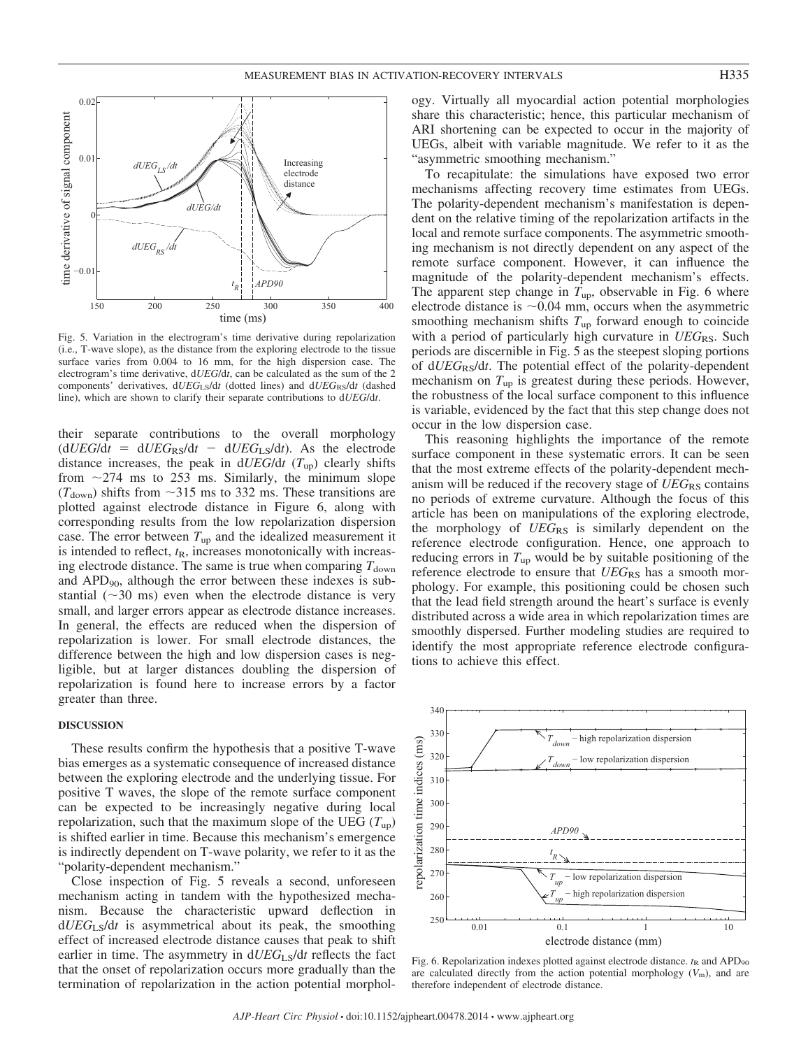Fig. 5. Variation in the electrogram's time derivative during repolarization (i.e., T-wave slope), as the distance from the exploring electrode to the tissue surface varies from 0.004 to 16 mm, for the high dispersion case. The electrogram's time derivative, d*UEG*/d*t*, can be calculated as the sum of the 2 components' derivatives, d$UEG_{LS}$/d*t* (dotted lines) and d$UEG_{RS}$/d*t* (dashed line), which are shown to clarify their separate contributions to d*UEG*/d*t*.

their separate contributions to the overall morphology (d*UEG*/d*t* = d$UEG_{RS}$/d*t* − d$UEG_{LS}$/d*t*). As the electrode distance increases, the peak in d*UEG*/d*t* ($T_{up}$) clearly shifts from ~274 ms to 253 ms. Similarly, the minimum slope ($T_{down}$) shifts from ~315 ms to 332 ms. These transitions are plotted against electrode distance in Figure 6, along with corresponding results from the low repolarization dispersion case. The error between $T_{up}$ and the idealized measurement it is intended to reflect, $t_R$, increases monotonically with increasing electrode distance. The same is true when comparing $T_{down}$ and $APD_{90}$, although the error between these indexes is substantial (~30 ms) even when the electrode distance is very small, and larger errors appear as electrode distance increases. In general, the effects are reduced when the dispersion of repolarization is lower. For small electrode distances, the difference between the high and low dispersion cases is negligible, but at larger distances doubling the dispersion of repolarization is found here to increase errors by a factor greater than three.

## DISCUSSION

These results confirm the hypothesis that a positive T-wave bias emerges as a systematic consequence of increased distance between the exploring electrode and the underlying tissue. For positive T waves, the slope of the remote surface component can be expected to be increasingly negative during local repolarization, such that the maximum slope of the UEG ($T_{up}$) is shifted earlier in time. Because this mechanism's emergence is indirectly dependent on T-wave polarity, we refer to it as the "polarity-dependent mechanism."

Close inspection of Fig. 5 reveals a second, unforeseen mechanism acting in tandem with the hypothesized mechanism. Because the characteristic upward deflection in d$UEG_{LS}$/d*t* is asymmetrical about its peak, the smoothing effect of increased electrode distance causes that peak to shift earlier in time. The asymmetry in d$UEG_{LS}$/d*t* reflects the fact that the onset of repolarization occurs more gradually than the termination of repolarization in the action potential morphology. Virtually all myocardial action potential morphologies share this characteristic; hence, this particular mechanism of ARI shortening can be expected to occur in the majority of UEGs, albeit with variable magnitude. We refer to it as the "asymmetric smoothing mechanism."

To recapitulate: the simulations have exposed two error mechanisms affecting recovery time estimates from UEGs. The polarity-dependent mechanism's manifestation is dependent on the relative timing of the repolarization artifacts in the local and remote surface components. The asymmetric smoothing mechanism is not directly dependent on any aspect of the remote surface component. However, it can influence the magnitude of the polarity-dependent mechanism's effects. The apparent step change in $T_{up}$, observable in Fig. 6 where electrode distance is ~0.04 mm, occurs when the asymmetric smoothing mechanism shifts $T_{up}$ forward enough to coincide with a period of particularly high curvature in $UEG_{RS}$. Such periods are discernible in Fig. 5 as the steepest sloping portions of d$UEG_{RS}$/d*t*. The potential effect of the polarity-dependent mechanism on $T_{up}$ is greatest during these periods. However, the robustness of the local surface component to this influence is variable, evidenced by the fact that this step change does not occur in the low dispersion case.

This reasoning highlights the importance of the remote surface component in these systematic errors. It can be seen that the most extreme effects of the polarity-dependent mechanism will be reduced if the recovery stage of $UEG_{RS}$ contains no periods of extreme curvature. Although the focus of this article has been on manipulations of the exploring electrode, the morphology of $UEG_{RS}$ is similarly dependent on the reference electrode configuration. Hence, one approach to reducing errors in $T_{up}$ would be by suitable positioning of the reference electrode to ensure that $UEG_{RS}$ has a smooth morphology. For example, this positioning could be chosen such that the lead field strength around the heart's surface is evenly distributed across a wide area in which repolarization times are smoothly dispersed. Further modeling studies are required to identify the most appropriate reference electrode configurations to achieve this effect.

Fig. 6. Repolarization indexes plotted against electrode distance. $t_R$ and $APD_{90}$ are calculated directly from the action potential morphology ($V_m$), and are therefore independent of electrode distance.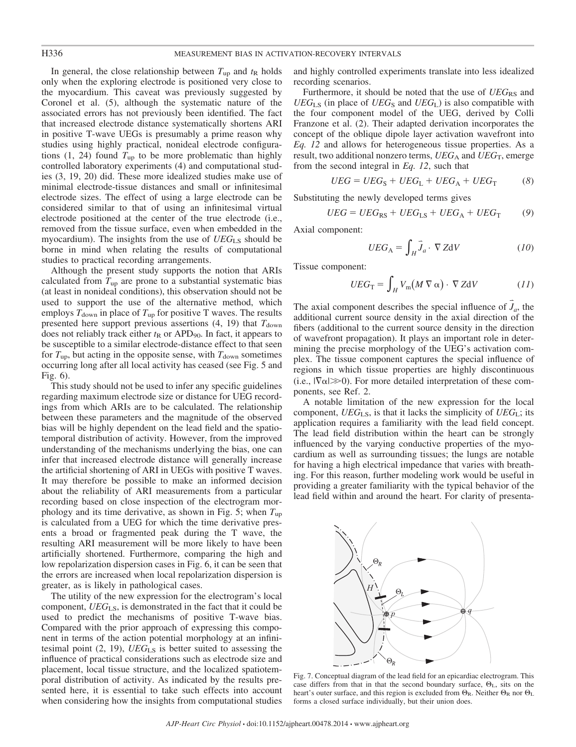In general, the close relationship between $T_{up}$ and $t_R$ holds only when the exploring electrode is positioned very close to the myocardium. This caveat was previously suggested by Coronel et al. (5), although the systematic nature of the associated errors has not previously been identified. The fact that increased electrode distance systematically shortens ARI in positive T-wave UEGs is presumably a prime reason why studies using highly practical, nonideal electrode configurations (1, 24) found $T_{up}$ to be more problematic than highly controlled laboratory experiments (4) and computational studies (3, 19, 20) did. These more idealized studies make use of minimal electrode-tissue distances and small or infinitesimal electrode sizes. The effect of using a large electrode can be considered similar to that of using an infinitesimal virtual electrode positioned at the center of the true electrode (i.e., removed from the tissue surface, even when embedded in the myocardium). The insights from the use of $UEG_{LS}$ should be borne in mind when relating the results of computational studies to practical recording arrangements.

Although the present study supports the notion that ARIs calculated from $T_{up}$ are prone to a substantial systematic bias (at least in nonideal conditions), this observation should not be used to support the use of the alternative method, which employs $T_{down}$ in place of $T_{up}$ for positive T waves. The results presented here support previous assertions (4, 19) that $T_{down}$ does not reliably track either $t_R$ or $APD_{90}$. In fact, it appears to be susceptible to a similar electrode-distance effect to that seen for $T_{up}$, but acting in the opposite sense, with $T_{down}$ sometimes occurring long after all local activity has ceased (see Fig. 5 and Fig. 6).

This study should not be used to infer any specific guidelines regarding maximum electrode size or distance for UEG recordings from which ARIs are to be calculated. The relationship between these parameters and the magnitude of the observed bias will be highly dependent on the lead field and the spatiotemporal distribution of activity. However, from the improved understanding of the mechanisms underlying the bias, one can infer that increased electrode distance will generally increase the artificial shortening of ARI in UEGs with positive T waves. It may therefore be possible to make an informed decision about the reliability of ARI measurements from a particular recording based on close inspection of the electrogram morphology and its time derivative, as shown in Fig. 5; when $T_{up}$ is calculated from a UEG for which the time derivative presents a broad or fragmented peak during the T wave, the resulting ARI measurement will be more likely to have been artificially shortened. Furthermore, comparing the high and low repolarization dispersion cases in Fig. 6, it can be seen that the errors are increased when local repolarization dispersion is greater, as is likely in pathological cases.

The utility of the new expression for the electrogram's local component, $UEG_{LS}$, is demonstrated in the fact that it could be used to predict the mechanisms of positive T-wave bias. Compared with the prior approach of expressing this component in terms of the action potential morphology at an infinitesimal point (2, 19), $UEG_{LS}$ is better suited to assessing the influence of practical considerations such as electrode size and placement, local tissue structure, and the localized spatiotemporal distribution of activity. As indicated by the results presented here, it is essential to take such effects into account when considering how the insights from computational studies and highly controlled experiments translate into less idealized recording scenarios.

Furthermore, it should be noted that the use of $UEG_{RS}$ and $UEG_{LS}$ (in place of $UEG_S$ and $UEG_L$) is also compatible with the four component model of the UEG, derived by Colli Franzone et al. (2). Their adapted derivation incorporates the concept of the oblique dipole layer activation wavefront into *Eq. 12* and allows for heterogeneous tissue properties. As a result, two additional nonzero terms, $UEG_A$ and $UEG_T$, emerge from the second integral in *Eq. 12*, such that

$$UEG = UEG_S + UEG_L + UEG_A + UEG_T \qquad (8)$$

Substituting the newly developed terms gives

$$UEG = UEG_{RS} + UEG_{LS} + UEG_A + UEG_T \qquad (9)$$

Axial component:

$$UEG_A = \int_H \bar{J}_a \cdot \nabla Z dV \qquad (10)$$

Tissue component:

$$UEG_T = \int_H V_m(M \nabla \alpha) \cdot \nabla Z dV \qquad (11)$$

The axial component describes the special influence of $\bar{J}_a$, the additional current source density in the axial direction of the fibers (additional to the current source density in the direction of wavefront propagation). It plays an important role in determining the precise morphology of the UEG's activation complex. The tissue component captures the special influence of regions in which tissue properties are highly discontinuous (i.e., $|\nabla \alpha| \gg 0$). For more detailed interpretation of these components, see Ref. 2.

A notable limitation of the new expression for the local component, $UEG_{LS}$, is that it lacks the simplicity of $UEG_L$; its application requires a familiarity with the lead field concept. The lead field distribution within the heart can be strongly influenced by the varying conductive properties of the myocardium as well as surrounding tissues; the lungs are notable for having a high electrical impedance that varies with breathing. For this reason, further modeling work would be useful in providing a greater familiarity with the typical behavior of the lead field within and around the heart. For clarity of presenta-

Fig. 7. Conceptual diagram of the lead field for an epicardiac electrogram. This case differs from that in that the second boundary surface, $\Theta_L$, sits on the heart's outer surface, and this region is excluded from $\Theta_R$. Neither $\Theta_R$ nor $\Theta_L$ forms a closed surface individually, but their union does.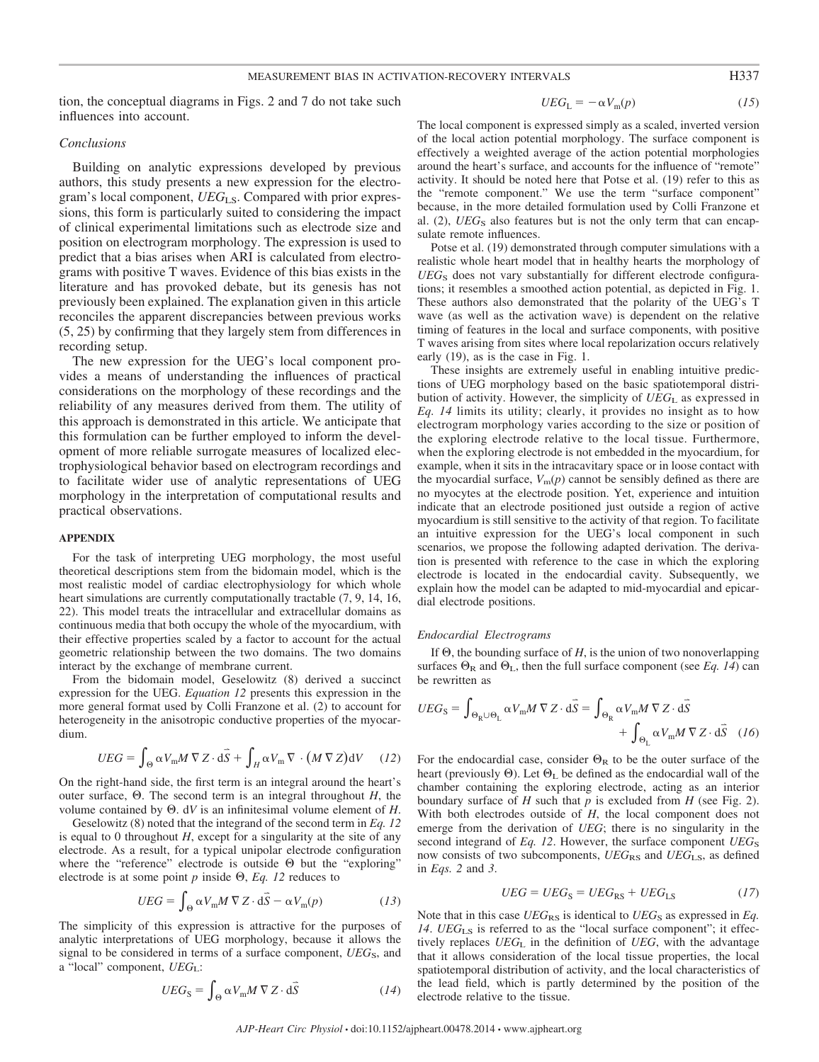tion, the conceptual diagrams in Figs. 2 and 7 do not take such influences into account.

### Conclusions

Building on analytic expressions developed by previous authors, this study presents a new expression for the electrogram's local component, $UEG_{LS}$. Compared with prior expressions, this form is particularly suited to considering the impact of clinical experimental limitations such as electrode size and position on electrogram morphology. The expression is used to predict that a bias arises when ARI is calculated from electrograms with positive T waves. Evidence of this bias exists in the literature and has provoked debate, but its genesis has not previously been explained. The explanation given in this article reconciles the apparent discrepancies between previous works (5, 25) by confirming that they largely stem from differences in recording setup.

The new expression for the UEG's local component provides a means of understanding the influences of practical considerations on the morphology of these recordings and the reliability of any measures derived from them. The utility of this approach is demonstrated in this article. We anticipate that this formulation can be further employed to inform the development of more reliable surrogate measures of localized electrophysiological behavior based on electrogram recordings and to facilitate wider use of analytic representations of UEG morphology in the interpretation of computational results and practical observations.

## APPENDIX

For the task of interpreting UEG morphology, the most useful theoretical descriptions stem from the bidomain model, which is the most realistic model of cardiac electrophysiology for which whole heart simulations are currently computationally tractable (7, 9, 14, 16, 22). This model treats the intracellular and extracellular domains as continuous media that both occupy the whole of the myocardium, with their effective properties scaled by a factor to account for the actual geometric relationship between the two domains. The two domains interact by the exchange of membrane current.

From the bidomain model, Geselowitz (8) derived a succinct expression for the UEG. *Equation 12* presents this expression in the more general format used by Colli Franzone et al. (2) to account for heterogeneity in the anisotropic conductive properties of the myocardium.

$$UEG = \int_{\Theta} \alpha V_m M \nabla Z \cdot d\vec{S} + \int_{H} \alpha V_m \nabla \cdot \left(M \nabla Z\right) dV \quad (12)$$

On the right-hand side, the first term is an integral around the heart's outer surface, $\Theta$. The second term is an integral throughout $H$, the volume contained by $\Theta$. $dV$ is an infinitesimal volume element of $H$.

Geselowitz (8) noted that the integrand of the second term in *Eq. 12* is equal to 0 throughout $H$, except for a singularity at the site of any electrode. As a result, for a typical unipolar electrode configuration where the "reference" electrode is outside $\Theta$ but the "exploring" electrode is at some point $p$ inside $\Theta$, *Eq. 12* reduces to

$$UEG = \int_{\Theta} \alpha V_m M \nabla Z \cdot d\vec{S} - \alpha V_m(p) \quad (13)$$

The simplicity of this expression is attractive for the purposes of analytic interpretations of UEG morphology, because it allows the signal to be considered in terms of a surface component, $UEG_S$, and a "local" component, $UEG_L$:

$$UEG_S = \int_{\Theta} \alpha V_m M \nabla Z \cdot d\vec{S} \quad (14)$$

$$UEG_L = -\alpha V_m(p) \quad (15)$$

The local component is expressed simply as a scaled, inverted version of the local action potential morphology. The surface component is effectively a weighted average of the action potential morphologies around the heart's surface, and accounts for the influence of "remote" activity. It should be noted here that Potse et al. (19) refer to this as the "remote component." We use the term "surface component" because, in the more detailed formulation used by Colli Franzone et al. (2), $UEG_S$ also features but is not the only term that can encapsulate remote influences.

Potse et al. (19) demonstrated through computer simulations with a realistic whole heart model that in healthy hearts the morphology of $UEG_S$ does not vary substantially for different electrode configurations; it resembles a smoothed action potential, as depicted in Fig. 1. These authors also demonstrated that the polarity of the UEG's T wave (as well as the activation wave) is dependent on the relative timing of features in the local and surface components, with positive T waves arising from sites where local repolarization occurs relatively early (19), as is the case in Fig. 1.

These insights are extremely useful in enabling intuitive predictions of UEG morphology based on the basic spatiotemporal distribution of activity. However, the simplicity of $UEG_L$ as expressed in *Eq. 14* limits its utility; clearly, it provides no insight as to how electrogram morphology varies according to the size or position of the exploring electrode relative to the local tissue. Furthermore, when the exploring electrode is not embedded in the myocardium, for example, when it sits in the intracavitary space or in loose contact with the myocardial surface, $V_m(p)$ cannot be sensibly defined as there are no myocytes at the electrode position. Yet, experience and intuition indicate that an electrode positioned just outside a region of active myocardium is still sensitive to the activity of that region. To facilitate an intuitive expression for the UEG's local component in such scenarios, we propose the following adapted derivation. The derivation is presented with reference to the case in which the exploring electrode is located in the endocardial cavity. Subsequently, we explain how the model can be adapted to mid-myocardial and epicardial electrode positions.

### Endocardial Electrograms

If $\Theta$, the bounding surface of $H$, is the union of two nonoverlapping surfaces $\Theta_R$ and $\Theta_L$, then the full surface component (see *Eq. 14*) can be rewritten as

$$UEG_S = \int_{\Theta_R \cup \Theta_L} \alpha V_m M \nabla Z \cdot d\vec{S} = \int_{\Theta_R} \alpha V_m M \nabla Z \cdot d\vec{S} + \int_{\Theta_L} \alpha V_m M \nabla Z \cdot d\vec{S} \quad (16)$$

For the endocardial case, consider $\Theta_R$ to be the outer surface of the heart (previously $\Theta$). Let $\Theta_L$ be defined as the endocardial wall of the chamber containing the exploring electrode, acting as an interior boundary surface of $H$ such that $p$ is excluded from $H$ (see Fig. 2). With both electrodes outside of $H$, the local component does not emerge from the derivation of $UEG$; there is no singularity in the second integrand of *Eq. 12*. However, the surface component $UEG_S$ now consists of two subcomponents, $UEG_{RS}$ and $UEG_{LS}$, as defined in *Eqs. 2* and *3*.

$$UEG = UEG_S = UEG_{RS} + UEG_{LS} \quad (17)$$

Note that in this case $UEG_{RS}$ is identical to $UEG_S$ as expressed in *Eq. 14*. $UEG_{LS}$ is referred to as the "local surface component"; it effectively replaces $UEG_L$ in the definition of $UEG$, with the advantage that it allows consideration of the local tissue properties, the local spatiotemporal distribution of activity, and the local characteristics of the lead field, which is partly determined by the position of the electrode relative to the tissue.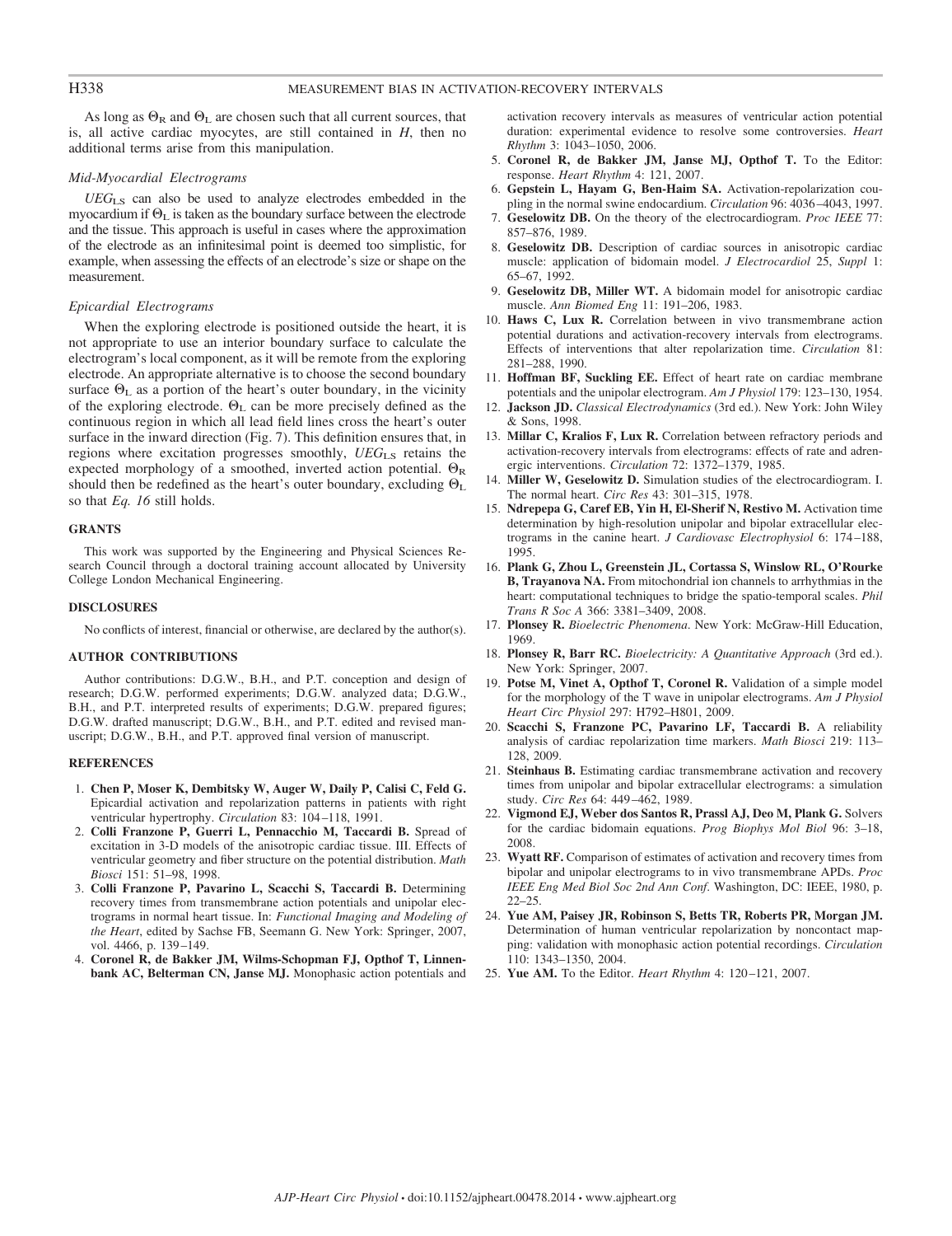As long as $\Theta_R$ and $\Theta_L$ are chosen such that all current sources, that is, all active cardiac myocytes, are still contained in $H$, then no additional terms arise from this manipulation.

### Mid-Myocardial Electrograms

$UEG_{LS}$ can also be used to analyze electrodes embedded in the myocardium if $\Theta_L$ is taken as the boundary surface between the electrode and the tissue. This approach is useful in cases where the approximation of the electrode as an infinitesimal point is deemed too simplistic, for example, when assessing the effects of an electrode's size or shape on the measurement.

### Epicardial Electrograms

When the exploring electrode is positioned outside the heart, it is not appropriate to use an interior boundary surface to calculate the electrogram's local component, as it will be remote from the exploring electrode. An appropriate alternative is to choose the second boundary surface $\Theta_L$ as a portion of the heart's outer boundary, in the vicinity of the exploring electrode. $\Theta_L$ can be more precisely defined as the continuous region in which all lead field lines cross the heart's outer surface in the inward direction (Fig. 7). This definition ensures that, in regions where excitation progresses smoothly, $UEG_{LS}$ retains the expected morphology of a smoothed, inverted action potential. $\Theta_R$ should then be redefined as the heart's outer boundary, excluding $\Theta_L$ so that *Eq. 16* still holds.

## GRANTS

This work was supported by the Engineering and Physical Sciences Research Council through a doctoral training account allocated by University College London Mechanical Engineering.

## DISCLOSURES

No conflicts of interest, financial or otherwise, are declared by the author(s).

## AUTHOR CONTRIBUTIONS

Author contributions: D.G.W., B.H., and P.T. conception and design of research; D.G.W. performed experiments; D.G.W. analyzed data; D.G.W., B.H., and P.T. interpreted results of experiments; D.G.W. prepared figures; D.G.W. drafted manuscript; D.G.W., B.H., and P.T. edited and revised manuscript; D.G.W., B.H., and P.T. approved final version of manuscript.

## REFERENCES

1. **Chen P, Moser K, Dembitsky W, Auger W, Daily P, Calisi C, Feld G.** Epicardial activation and repolarization patterns in patients with right ventricular hypertrophy. *Circulation* 83: 104–118, 1991.
2. **Colli Franzone P, Guerri L, Pennacchio M, Taccardi B.** Spread of excitation in 3-D models of the anisotropic cardiac tissue. III. Effects of ventricular geometry and fiber structure on the potential distribution. *Math Biosci* 151: 51–98, 1998.
3. **Colli Franzone P, Pavarino L, Scacchi S, Taccardi B.** Determining recovery times from transmembrane action potentials and unipolar electrograms in normal heart tissue. In: *Functional Imaging and Modeling of the Heart*, edited by Sachse FB, Seemann G. New York: Springer, 2007, vol. 4466, p. 139–149.
4. **Coronel R, de Bakker JM, Wilms-Schopman FJ, Opthof T, Linnenbank AC, Belterman CN, Janse MJ.** Monophasic action potentials and activation recovery intervals as measures of ventricular action potential duration: experimental evidence to resolve some controversies. *Heart Rhythm* 3: 1043–1050, 2006.
5. **Coronel R, de Bakker JM, Janse MJ, Opthof T.** To the Editor: response. *Heart Rhythm* 4: 121, 2007.
6. **Gepstein L, Hayam G, Ben-Haim SA.** Activation-repolarization coupling in the normal swine endocardium. *Circulation* 96: 4036–4043, 1997.
7. **Geselowitz DB.** On the theory of the electrocardiogram. *Proc IEEE* 77: 857–876, 1989.
8. **Geselowitz DB.** Description of cardiac sources in anisotropic cardiac muscle: application of bidomain model. *J Electrocardiol* 25, *Suppl* 1: 65–67, 1992.
9. **Geselowitz DB, Miller WT.** A bidomain model for anisotropic cardiac muscle. *Ann Biomed Eng* 11: 191–206, 1983.
10. **Haws C, Lux R.** Correlation between in vivo transmembrane action potential durations and activation-recovery intervals from electrograms. Effects of interventions that alter repolarization time. *Circulation* 81: 281–288, 1990.
11. **Hoffman BF, Suckling EE.** Effect of heart rate on cardiac membrane potentials and the unipolar electrogram. *Am J Physiol* 179: 123–130, 1954.
12. **Jackson JD.** *Classical Electrodynamics* (3rd ed.). New York: John Wiley & Sons, 1998.
13. **Millar C, Kralios F, Lux R.** Correlation between refractory periods and activation-recovery intervals from electrograms: effects of rate and adrenergic interventions. *Circulation* 72: 1372–1379, 1985.
14. **Miller W, Geselowitz D.** Simulation studies of the electrocardiogram. I. The normal heart. *Circ Res* 43: 301–315, 1978.
15. **Ndrepepa G, Caref EB, Yin H, El-Sherif N, Restivo M.** Activation time determination by high-resolution unipolar and bipolar extracellular electrograms in the canine heart. *J Cardiovasc Electrophysiol* 6: 174–188, 1995.
16. **Plank G, Zhou L, Greenstein JL, Cortassa S, Winslow RL, O'Rourke B, Trayanova NA.** From mitochondrial ion channels to arrhythmias in the heart: computational techniques to bridge the spatio-temporal scales. *Phil Trans R Soc A* 366: 3381–3409, 2008.
17. **Plonsey R.** *Bioelectric Phenomena*. New York: McGraw-Hill Education, 1969.
18. **Plonsey R, Barr RC.** *Bioelectricity: A Quantitative Approach* (3rd ed.). New York: Springer, 2007.
19. **Potse M, Vinet A, Opthof T, Coronel R.** Validation of a simple model for the morphology of the T wave in unipolar electrograms. *Am J Physiol Heart Circ Physiol* 297: H792–H801, 2009.
20. **Scacchi S, Franzone PC, Pavarino LF, Taccardi B.** A reliability analysis of cardiac repolarization time markers. *Math Biosci* 219: 113–128, 2009.
21. **Steinhaus B.** Estimating cardiac transmembrane activation and recovery times from unipolar and bipolar extracellular electrograms: a simulation study. *Circ Res* 64: 449–462, 1989.
22. **Vigmond EJ, Weber dos Santos R, Prassl AJ, Deo M, Plank G.** Solvers for the cardiac bidomain equations. *Prog Biophys Mol Biol* 96: 3–18, 2008.
23. **Wyatt RF.** Comparison of estimates of activation and recovery times from bipolar and unipolar electrograms to in vivo transmembrane APDs. *Proc IEEE Eng Med Biol Soc 2nd Ann Conf*. Washington, DC: IEEE, 1980, p. 22–25.
24. **Yue AM, Paisey JR, Robinson S, Betts TR, Roberts PR, Morgan JM.** Determination of human ventricular repolarization by noncontact mapping: validation with monophasic action potential recordings. *Circulation* 110: 1343–1350, 2004.
25. **Yue AM.** To the Editor. *Heart Rhythm* 4: 120–121, 2007.